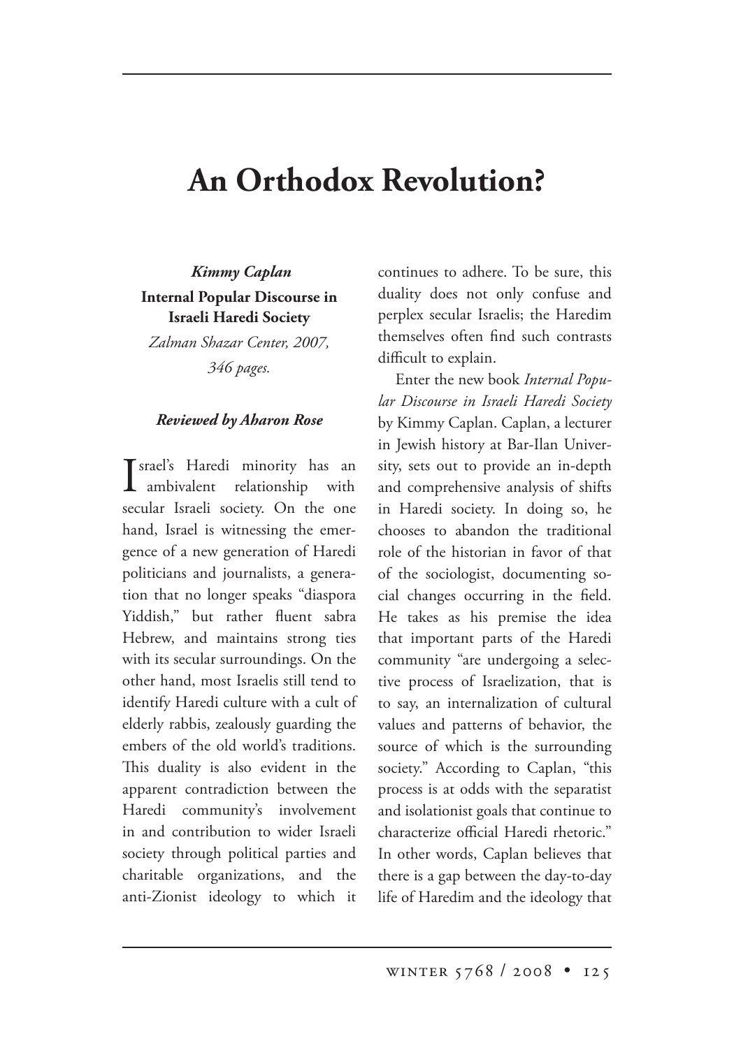# An Orthodox Revolution?

***Kimmy Caplan***

**Internal Popular Discourse in Israeli Haredi Society**

*Zalman Shazar Center, 2007, 346 pages.*

***Reviewed by Aharon Rose***

Israel's Haredi minority has an ambivalent relationship with secular Israeli society. On the one hand, Israel is witnessing the emergence of a new generation of Haredi politicians and journalists, a generation that no longer speaks "diaspora Yiddish," but rather fluent sabra Hebrew, and maintains strong ties with its secular surroundings. On the other hand, most Israelis still tend to identify Haredi culture with a cult of elderly rabbis, zealously guarding the embers of the old world's traditions. This duality is also evident in the apparent contradiction between the Haredi community's involvement in and contribution to wider Israeli society through political parties and charitable organizations, and the anti-Zionist ideology to which it continues to adhere. To be sure, this duality does not only confuse and perplex secular Israelis; the Haredim themselves often find such contrasts difficult to explain.

Enter the new book *Internal Popular Discourse in Israeli Haredi Society* by Kimmy Caplan. Caplan, a lecturer in Jewish history at Bar-Ilan University, sets out to provide an in-depth and comprehensive analysis of shifts in Haredi society. In doing so, he chooses to abandon the traditional role of the historian in favor of that of the sociologist, documenting social changes occurring in the field. He takes as his premise the idea that important parts of the Haredi community "are undergoing a selective process of Israelization, that is to say, an internalization of cultural values and patterns of behavior, the source of which is the surrounding society." According to Caplan, "this process is at odds with the separatist and isolationist goals that continue to characterize official Haredi rhetoric." In other words, Caplan believes that there is a gap between the day-to-day life of Haredim and the ideology that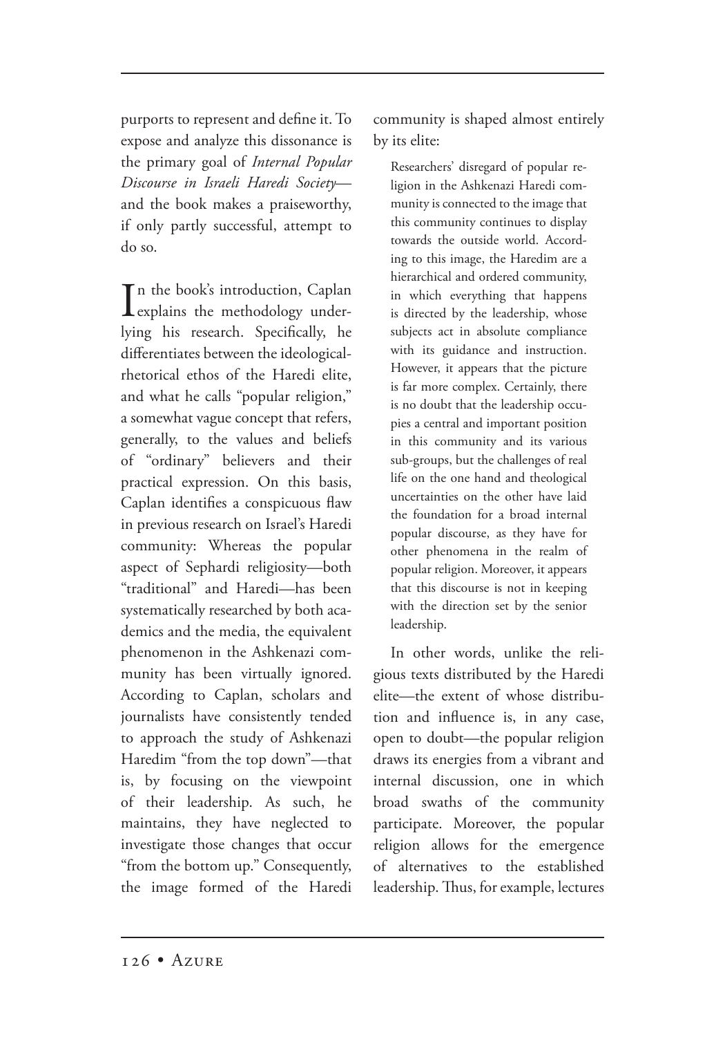purports to represent and define it. To expose and analyze this dissonance is the primary goal of *Internal Popular Discourse in Israeli Haredi Society*—and the book makes a praiseworthy, if only partly successful, attempt to do so.

In the book's introduction, Caplan explains the methodology underlying his research. Specifically, he differentiates between the ideological-rhetorical ethos of the Haredi elite, and what he calls "popular religion," a somewhat vague concept that refers, generally, to the values and beliefs of "ordinary" believers and their practical expression. On this basis, Caplan identifies a conspicuous flaw in previous research on Israel's Haredi community: Whereas the popular aspect of Sephardi religiosity—both "traditional" and Haredi—has been systematically researched by both academics and the media, the equivalent phenomenon in the Ashkenazi community has been virtually ignored. According to Caplan, scholars and journalists have consistently tended to approach the study of Ashkenazi Haredim "from the top down"—that is, by focusing on the viewpoint of their leadership. As such, he maintains, they have neglected to investigate those changes that occur "from the bottom up." Consequently, the image formed of the Haredi community is shaped almost entirely by its elite:

> Researchers' disregard of popular religion in the Ashkenazi Haredi community is connected to the image that this community continues to display towards the outside world. According to this image, the Haredim are a hierarchical and ordered community, in which everything that happens is directed by the leadership, whose subjects act in absolute compliance with its guidance and instruction. However, it appears that the picture is far more complex. Certainly, there is no doubt that the leadership occupies a central and important position in this community and its various sub-groups, but the challenges of real life on the one hand and theological uncertainties on the other have laid the foundation for a broad internal popular discourse, as they have for other phenomena in the realm of popular religion. Moreover, it appears that this discourse is not in keeping with the direction set by the senior leadership.

In other words, unlike the religious texts distributed by the Haredi elite—the extent of whose distribution and influence is, in any case, open to doubt—the popular religion draws its energies from a vibrant and internal discussion, one in which broad swaths of the community participate. Moreover, the popular religion allows for the emergence of alternatives to the established leadership. Thus, for example, lectures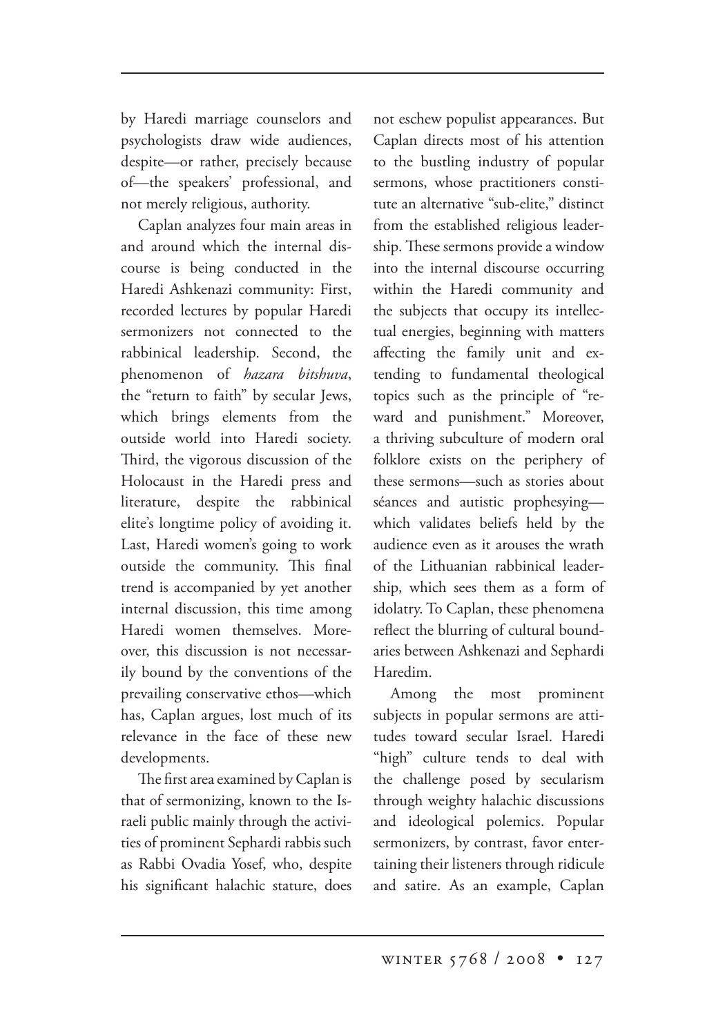by Haredi marriage counselors and psychologists draw wide audiences, despite—or rather, precisely because of—the speakers' professional, and not merely religious, authority.

Caplan analyzes four main areas in and around which the internal discourse is being conducted in the Haredi Ashkenazi community: First, recorded lectures by popular Haredi sermonizers not connected to the rabbinical leadership. Second, the phenomenon of *hazara bitshuva*, the "return to faith" by secular Jews, which brings elements from the outside world into Haredi society. Third, the vigorous discussion of the Holocaust in the Haredi press and literature, despite the rabbinical elite's longtime policy of avoiding it. Last, Haredi women's going to work outside the community. This final trend is accompanied by yet another internal discussion, this time among Haredi women themselves. Moreover, this discussion is not necessarily bound by the conventions of the prevailing conservative ethos—which has, Caplan argues, lost much of its relevance in the face of these new developments.

The first area examined by Caplan is that of sermonizing, known to the Israeli public mainly through the activities of prominent Sephardi rabbis such as Rabbi Ovadia Yosef, who, despite his significant halachic stature, does not eschew populist appearances. But Caplan directs most of his attention to the bustling industry of popular sermons, whose practitioners constitute an alternative "sub-elite," distinct from the established religious leadership. These sermons provide a window into the internal discourse occurring within the Haredi community and the subjects that occupy its intellectual energies, beginning with matters affecting the family unit and extending to fundamental theological topics such as the principle of "reward and punishment." Moreover, a thriving subculture of modern oral folklore exists on the periphery of these sermons—such as stories about séances and autistic prophesying—which validates beliefs held by the audience even as it arouses the wrath of the Lithuanian rabbinical leadership, which sees them as a form of idolatry. To Caplan, these phenomena reflect the blurring of cultural boundaries between Ashkenazi and Sephardi Haredim.

Among the most prominent subjects in popular sermons are attitudes toward secular Israel. Haredi "high" culture tends to deal with the challenge posed by secularism through weighty halachic discussions and ideological polemics. Popular sermonizers, by contrast, favor entertaining their listeners through ridicule and satire. As an example, Caplan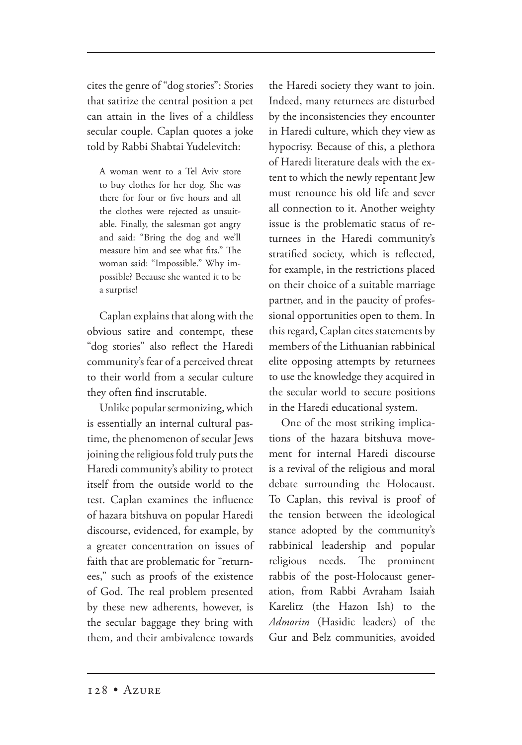cites the genre of "dog stories": Stories that satirize the central position a pet can attain in the lives of a childless secular couple. Caplan quotes a joke told by Rabbi Shabtai Yudelevitch:

> A woman went to a Tel Aviv store to buy clothes for her dog. She was there for four or five hours and all the clothes were rejected as unsuitable. Finally, the salesman got angry and said: "Bring the dog and we'll measure him and see what fits." The woman said: "Impossible." Why impossible? Because she wanted it to be a surprise!

Caplan explains that along with the obvious satire and contempt, these "dog stories" also reflect the Haredi community's fear of a perceived threat to their world from a secular culture they often find inscrutable.

Unlike popular sermonizing, which is essentially an internal cultural pastime, the phenomenon of secular Jews joining the religious fold truly puts the Haredi community's ability to protect itself from the outside world to the test. Caplan examines the influence of hazara bitshuva on popular Haredi discourse, evidenced, for example, by a greater concentration on issues of faith that are problematic for "returnees," such as proofs of the existence of God. The real problem presented by these new adherents, however, is the secular baggage they bring with them, and their ambivalence towards the Haredi society they want to join. Indeed, many returnees are disturbed by the inconsistencies they encounter in Haredi culture, which they view as hypocrisy. Because of this, a plethora of Haredi literature deals with the extent to which the newly repentant Jew must renounce his old life and sever all connection to it. Another weighty issue is the problematic status of returnees in the Haredi community's stratified society, which is reflected, for example, in the restrictions placed on their choice of a suitable marriage partner, and in the paucity of professional opportunities open to them. In this regard, Caplan cites statements by members of the Lithuanian rabbinical elite opposing attempts by returnees to use the knowledge they acquired in the secular world to secure positions in the Haredi educational system.

One of the most striking implications of the hazara bitshuva movement for internal Haredi discourse is a revival of the religious and moral debate surrounding the Holocaust. To Caplan, this revival is proof of the tension between the ideological stance adopted by the community's rabbinical leadership and popular religious needs. The prominent rabbis of the post-Holocaust generation, from Rabbi Avraham Isaiah Karelitz (the Hazon Ish) to the *Admorim* (Hasidic leaders) of the Gur and Belz communities, avoided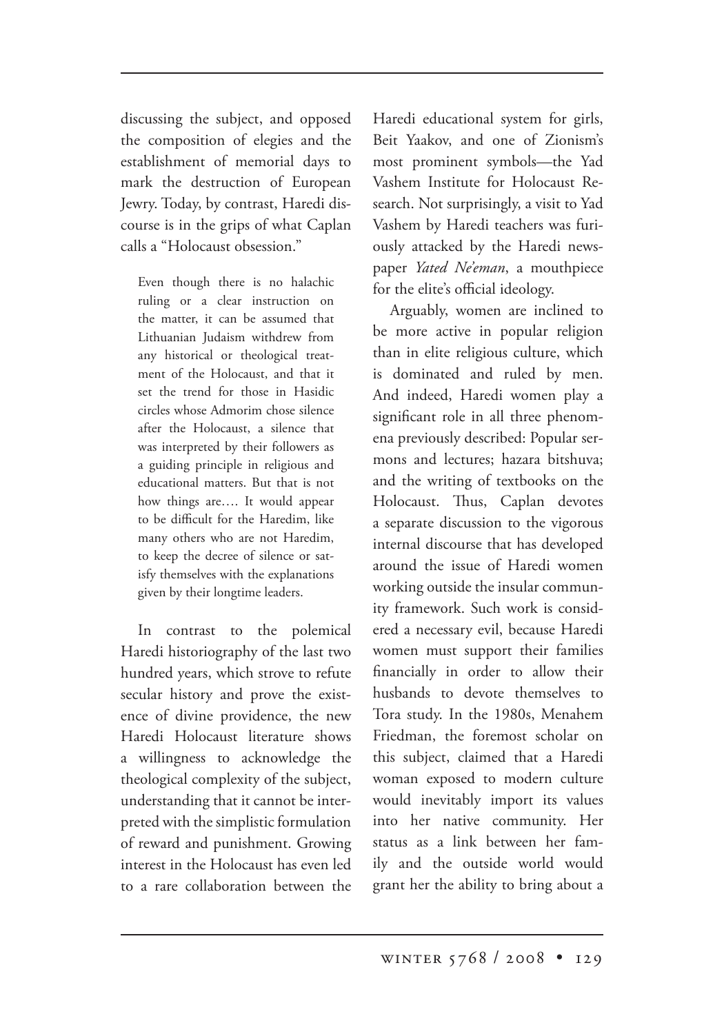discussing the subject, and opposed the composition of elegies and the establishment of memorial days to mark the destruction of European Jewry. Today, by contrast, Haredi discourse is in the grips of what Caplan calls a "Holocaust obsession."

> Even though there is no halachic ruling or a clear instruction on the matter, it can be assumed that Lithuanian Judaism withdrew from any historical or theological treatment of the Holocaust, and that it set the trend for those in Hasidic circles whose Admorim chose silence after the Holocaust, a silence that was interpreted by their followers as a guiding principle in religious and educational matters. But that is not how things are…. It would appear to be difficult for the Haredim, like many others who are not Haredim, to keep the decree of silence or satisfy themselves with the explanations given by their longtime leaders.

In contrast to the polemical Haredi historiography of the last two hundred years, which strove to refute secular history and prove the existence of divine providence, the new Haredi Holocaust literature shows a willingness to acknowledge the theological complexity of the subject, understanding that it cannot be interpreted with the simplistic formulation of reward and punishment. Growing interest in the Holocaust has even led to a rare collaboration between the Haredi educational system for girls, Beit Yaakov, and one of Zionism's most prominent symbols—the Yad Vashem Institute for Holocaust Research. Not surprisingly, a visit to Yad Vashem by Haredi teachers was furiously attacked by the Haredi newspaper *Yated Ne'eman*, a mouthpiece for the elite's official ideology.

Arguably, women are inclined to be more active in popular religion than in elite religious culture, which is dominated and ruled by men. And indeed, Haredi women play a significant role in all three phenomena previously described: Popular sermons and lectures; hazara bitshuva; and the writing of textbooks on the Holocaust. Thus, Caplan devotes a separate discussion to the vigorous internal discourse that has developed around the issue of Haredi women working outside the insular community framework. Such work is considered a necessary evil, because Haredi women must support their families financially in order to allow their husbands to devote themselves to Tora study. In the 1980s, Menahem Friedman, the foremost scholar on this subject, claimed that a Haredi woman exposed to modern culture would inevitably import its values into her native community. Her status as a link between her family and the outside world would grant her the ability to bring about a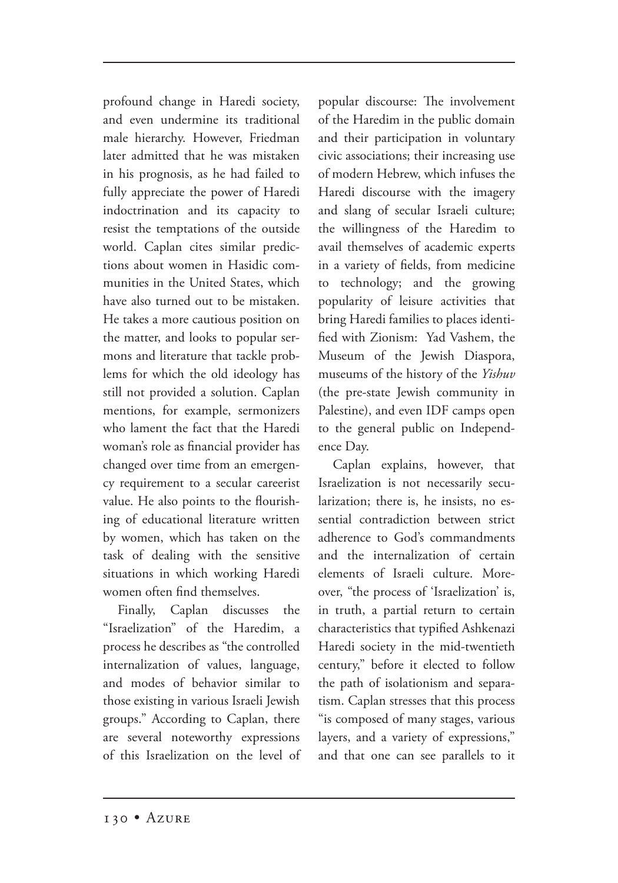profound change in Haredi society, and even undermine its traditional male hierarchy. However, Friedman later admitted that he was mistaken in his prognosis, as he had failed to fully appreciate the power of Haredi indoctrination and its capacity to resist the temptations of the outside world. Caplan cites similar predictions about women in Hasidic communities in the United States, which have also turned out to be mistaken. He takes a more cautious position on the matter, and looks to popular sermons and literature that tackle problems for which the old ideology has still not provided a solution. Caplan mentions, for example, sermonizers who lament the fact that the Haredi woman's role as financial provider has changed over time from an emergency requirement to a secular careerist value. He also points to the flourishing of educational literature written by women, which has taken on the task of dealing with the sensitive situations in which working Haredi women often find themselves.

Finally, Caplan discusses the "Israelization" of the Haredim, a process he describes as "the controlled internalization of values, language, and modes of behavior similar to those existing in various Israeli Jewish groups." According to Caplan, there are several noteworthy expressions of this Israelization on the level of popular discourse: The involvement of the Haredim in the public domain and their participation in voluntary civic associations; their increasing use of modern Hebrew, which infuses the Haredi discourse with the imagery and slang of secular Israeli culture; the willingness of the Haredim to avail themselves of academic experts in a variety of fields, from medicine to technology; and the growing popularity of leisure activities that bring Haredi families to places identified with Zionism: Yad Vashem, the Museum of the Jewish Diaspora, museums of the history of the *Yishuv* (the pre-state Jewish community in Palestine), and even IDF camps open to the general public on Independence Day.

Caplan explains, however, that Israelization is not necessarily secularization; there is, he insists, no essential contradiction between strict adherence to God's commandments and the internalization of certain elements of Israeli culture. Moreover, "the process of 'Israelization' is, in truth, a partial return to certain characteristics that typified Ashkenazi Haredi society in the mid-twentieth century," before it elected to follow the path of isolationism and separatism. Caplan stresses that this process "is composed of many stages, various layers, and a variety of expressions," and that one can see parallels to it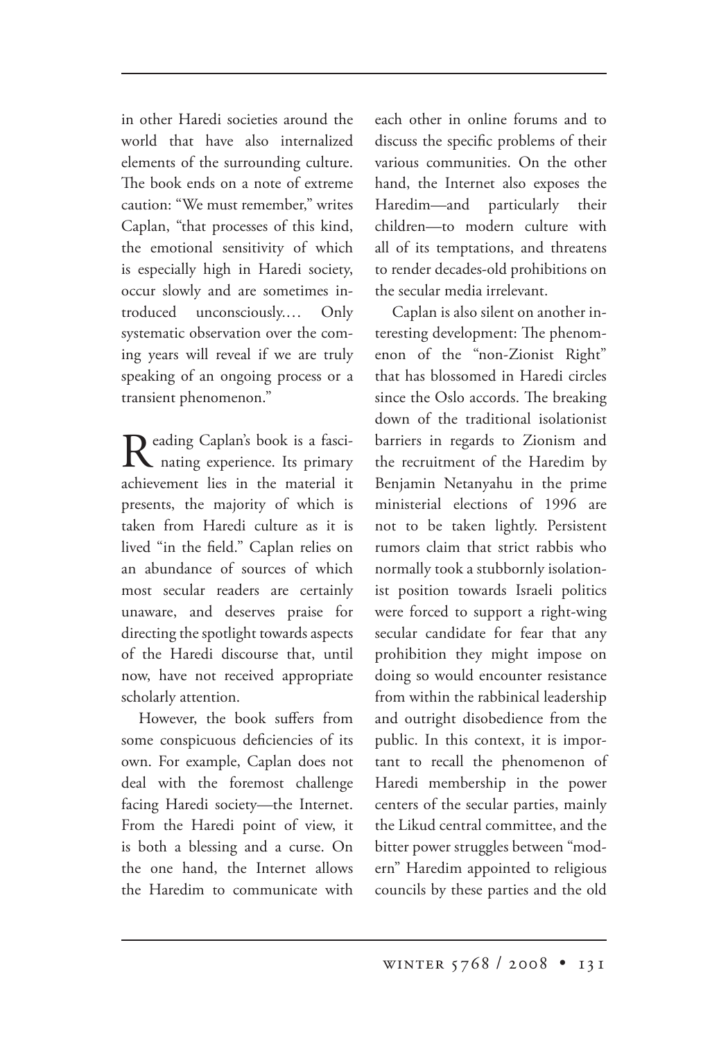in other Haredi societies around the world that have also internalized elements of the surrounding culture. The book ends on a note of extreme caution: "We must remember," writes Caplan, "that processes of this kind, the emotional sensitivity of which is especially high in Haredi society, occur slowly and are sometimes introduced unconsciously.… Only systematic observation over the coming years will reveal if we are truly speaking of an ongoing process or a transient phenomenon."

Reading Caplan's book is a fascinating experience. Its primary achievement lies in the material it presents, the majority of which is taken from Haredi culture as it is lived "in the field." Caplan relies on an abundance of sources of which most secular readers are certainly unaware, and deserves praise for directing the spotlight towards aspects of the Haredi discourse that, until now, have not received appropriate scholarly attention.

However, the book suffers from some conspicuous deficiencies of its own. For example, Caplan does not deal with the foremost challenge facing Haredi society—the Internet. From the Haredi point of view, it is both a blessing and a curse. On the one hand, the Internet allows the Haredim to communicate with each other in online forums and to discuss the specific problems of their various communities. On the other hand, the Internet also exposes the Haredim—and particularly their children—to modern culture with all of its temptations, and threatens to render decades-old prohibitions on the secular media irrelevant.

Caplan is also silent on another interesting development: The phenomenon of the "non-Zionist Right" that has blossomed in Haredi circles since the Oslo accords. The breaking down of the traditional isolationist barriers in regards to Zionism and the recruitment of the Haredim by Benjamin Netanyahu in the prime ministerial elections of 1996 are not to be taken lightly. Persistent rumors claim that strict rabbis who normally took a stubbornly isolationist position towards Israeli politics were forced to support a right-wing secular candidate for fear that any prohibition they might impose on doing so would encounter resistance from within the rabbinical leadership and outright disobedience from the public. In this context, it is important to recall the phenomenon of Haredi membership in the power centers of the secular parties, mainly the Likud central committee, and the bitter power struggles between "modern" Haredim appointed to religious councils by these parties and the old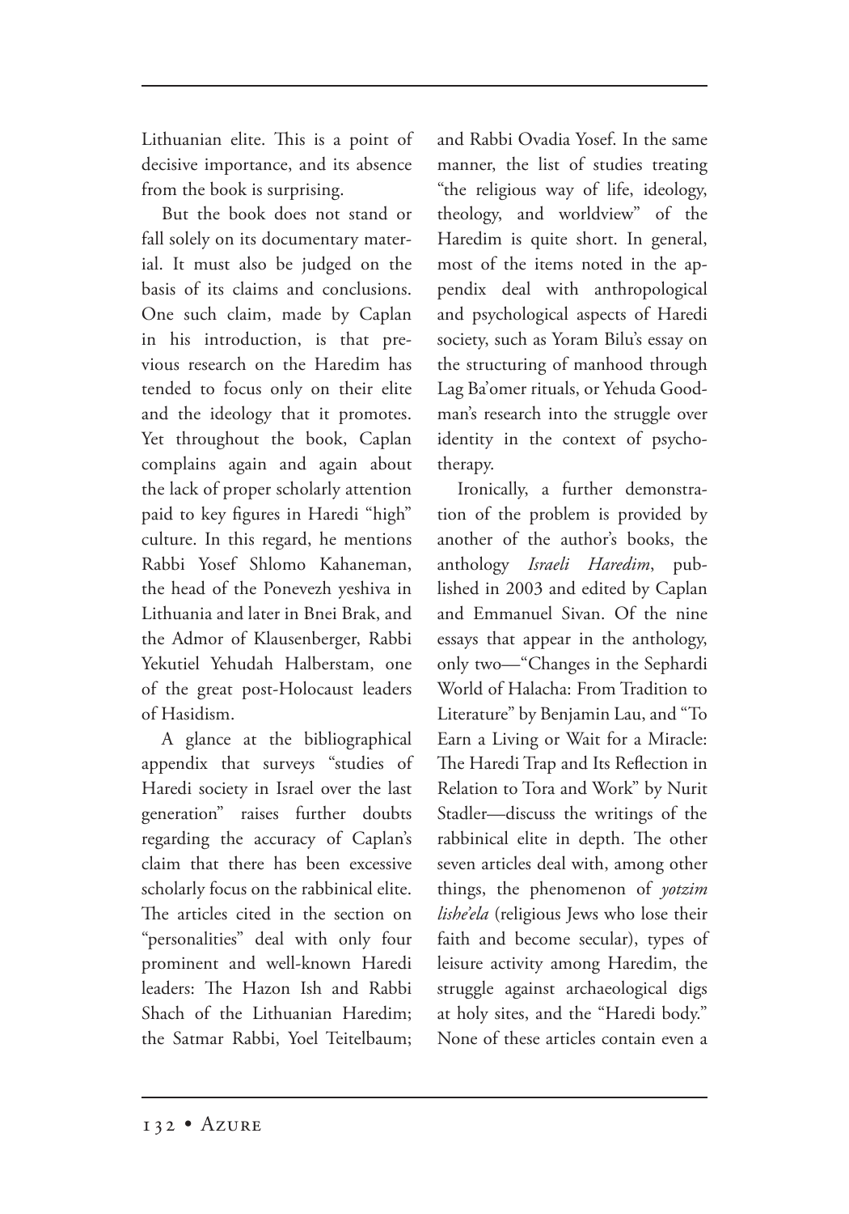Lithuanian elite. This is a point of decisive importance, and its absence from the book is surprising.

But the book does not stand or fall solely on its documentary material. It must also be judged on the basis of its claims and conclusions. One such claim, made by Caplan in his introduction, is that previous research on the Haredim has tended to focus only on their elite and the ideology that it promotes. Yet throughout the book, Caplan complains again and again about the lack of proper scholarly attention paid to key figures in Haredi "high" culture. In this regard, he mentions Rabbi Yosef Shlomo Kahaneman, the head of the Ponevezh yeshiva in Lithuania and later in Bnei Brak, and the Admor of Klausenberger, Rabbi Yekutiel Yehudah Halberstam, one of the great post-Holocaust leaders of Hasidism.

A glance at the bibliographical appendix that surveys "studies of Haredi society in Israel over the last generation" raises further doubts regarding the accuracy of Caplan's claim that there has been excessive scholarly focus on the rabbinical elite. The articles cited in the section on "personalities" deal with only four prominent and well-known Haredi leaders: The Hazon Ish and Rabbi Shach of the Lithuanian Haredim; the Satmar Rabbi, Yoel Teitelbaum; and Rabbi Ovadia Yosef. In the same manner, the list of studies treating "the religious way of life, ideology, theology, and worldview" of the Haredim is quite short. In general, most of the items noted in the appendix deal with anthropological and psychological aspects of Haredi society, such as Yoram Bilu's essay on the structuring of manhood through Lag Ba'omer rituals, or Yehuda Goodman's research into the struggle over identity in the context of psychotherapy.

Ironically, a further demonstration of the problem is provided by another of the author's books, the anthology *Israeli Haredim*, published in 2003 and edited by Caplan and Emmanuel Sivan. Of the nine essays that appear in the anthology, only two—"Changes in the Sephardi World of Halacha: From Tradition to Literature" by Benjamin Lau, and "To Earn a Living or Wait for a Miracle: The Haredi Trap and Its Reflection in Relation to Tora and Work" by Nurit Stadler—discuss the writings of the rabbinical elite in depth. The other seven articles deal with, among other things, the phenomenon of *yotzim lishe'ela* (religious Jews who lose their faith and become secular), types of leisure activity among Haredim, the struggle against archaeological digs at holy sites, and the "Haredi body." None of these articles contain even a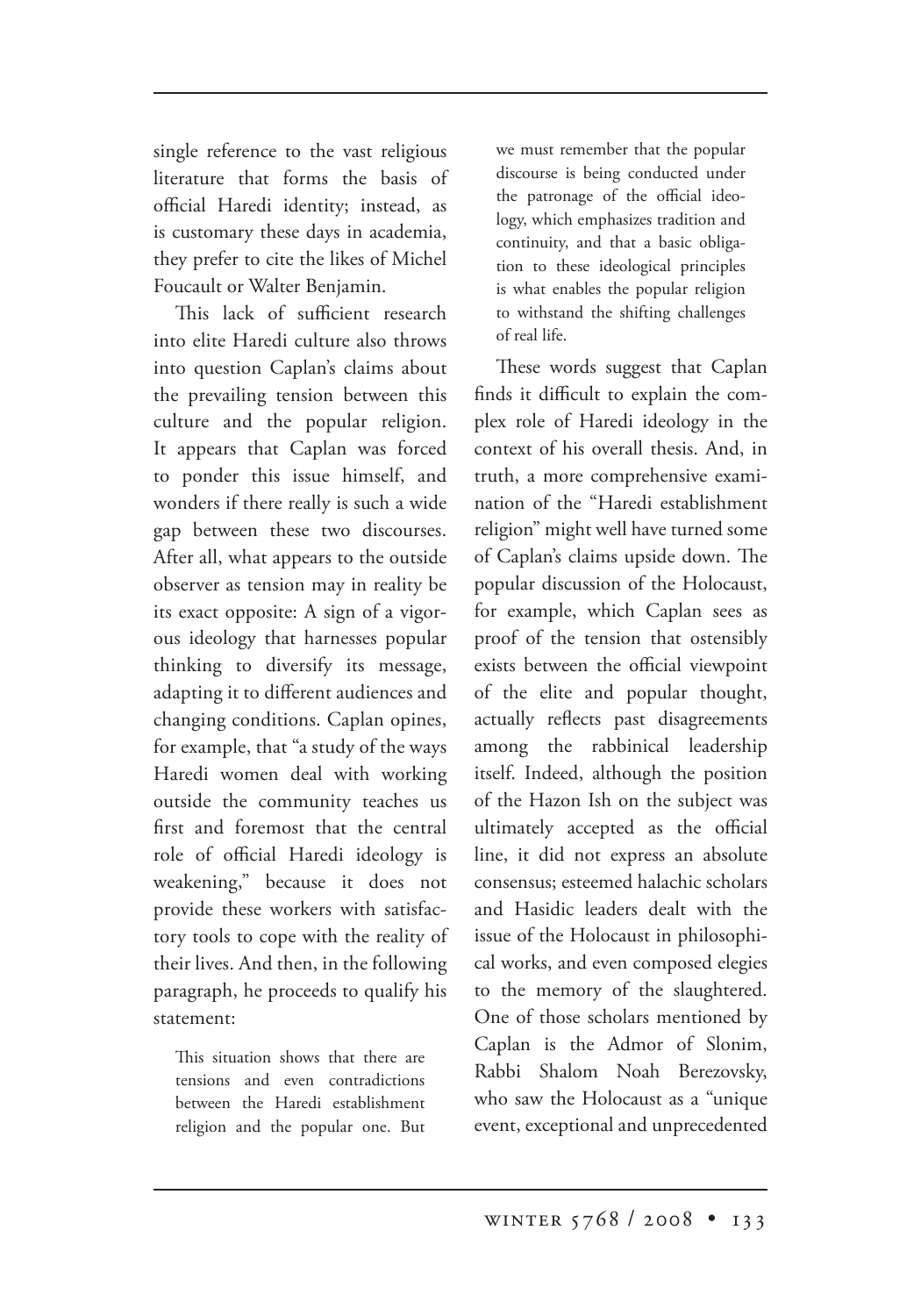single reference to the vast religious literature that forms the basis of official Haredi identity; instead, as is customary these days in academia, they prefer to cite the likes of Michel Foucault or Walter Benjamin.

This lack of sufficient research into elite Haredi culture also throws into question Caplan's claims about the prevailing tension between this culture and the popular religion. It appears that Caplan was forced to ponder this issue himself, and wonders if there really is such a wide gap between these two discourses. After all, what appears to the outside observer as tension may in reality be its exact opposite: A sign of a vigorous ideology that harnesses popular thinking to diversify its message, adapting it to different audiences and changing conditions. Caplan opines, for example, that "a study of the ways Haredi women deal with working outside the community teaches us first and foremost that the central role of official Haredi ideology is weakening," because it does not provide these workers with satisfactory tools to cope with the reality of their lives. And then, in the following paragraph, he proceeds to qualify his statement:

> This situation shows that there are tensions and even contradictions between the Haredi establishment religion and the popular one. But we must remember that the popular discourse is being conducted under the patronage of the official ideology, which emphasizes tradition and continuity, and that a basic obligation to these ideological principles is what enables the popular religion to withstand the shifting challenges of real life.

These words suggest that Caplan finds it difficult to explain the complex role of Haredi ideology in the context of his overall thesis. And, in truth, a more comprehensive examination of the "Haredi establishment religion" might well have turned some of Caplan's claims upside down. The popular discussion of the Holocaust, for example, which Caplan sees as proof of the tension that ostensibly exists between the official viewpoint of the elite and popular thought, actually reflects past disagreements among the rabbinical leadership itself. Indeed, although the position of the Hazon Ish on the subject was ultimately accepted as the official line, it did not express an absolute consensus; esteemed halachic scholars and Hasidic leaders dealt with the issue of the Holocaust in philosophical works, and even composed elegies to the memory of the slaughtered. One of those scholars mentioned by Caplan is the Admor of Slonim, Rabbi Shalom Noah Berezovsky, who saw the Holocaust as a "unique event, exceptional and unprecedented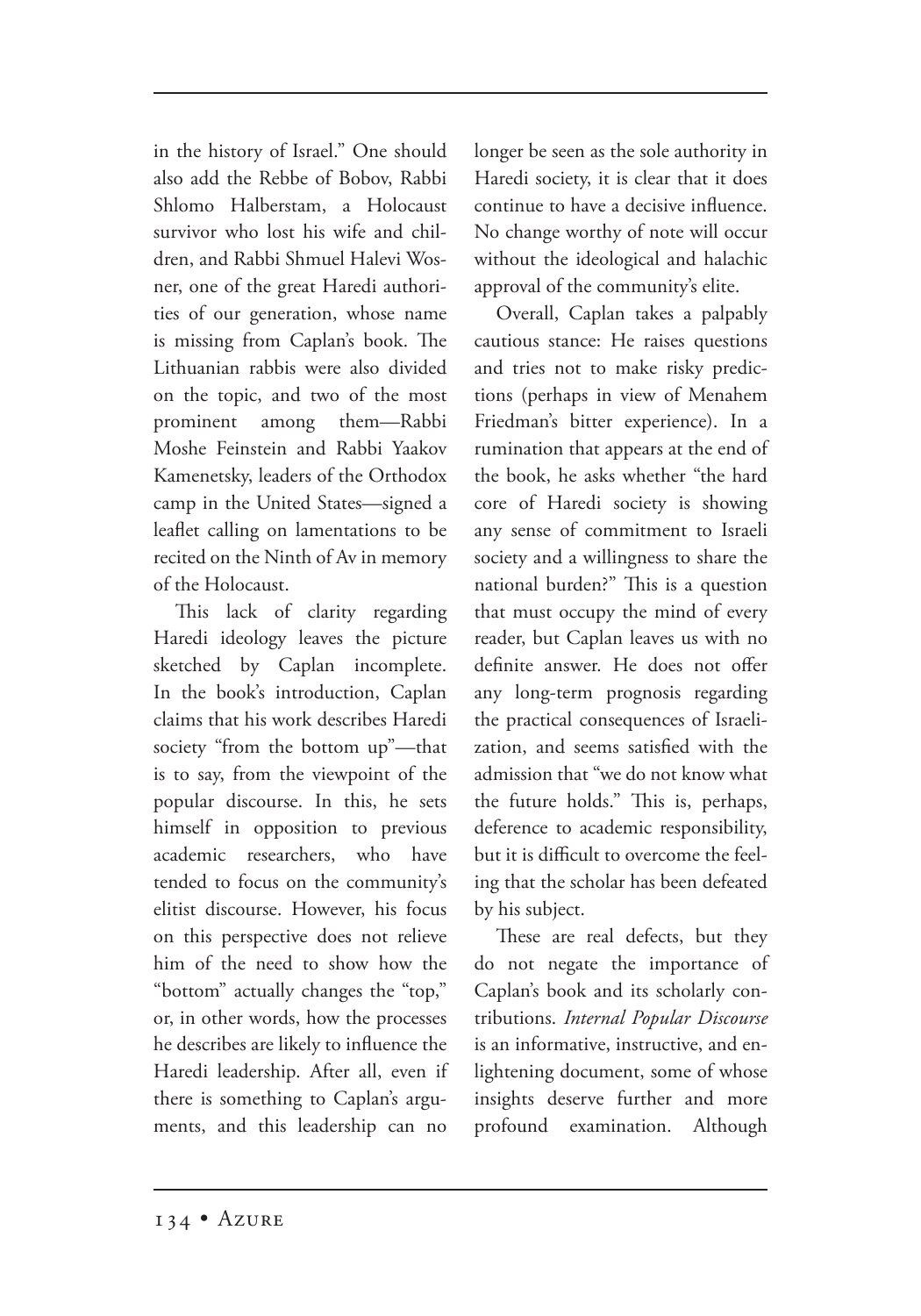in the history of Israel." One should also add the Rebbe of Bobov, Rabbi Shlomo Halberstam, a Holocaust survivor who lost his wife and children, and Rabbi Shmuel Halevi Wosner, one of the great Haredi authorities of our generation, whose name is missing from Caplan's book. The Lithuanian rabbis were also divided on the topic, and two of the most prominent among them—Rabbi Moshe Feinstein and Rabbi Yaakov Kamenetsky, leaders of the Orthodox camp in the United States—signed a leaflet calling on lamentations to be recited on the Ninth of Av in memory of the Holocaust.

This lack of clarity regarding Haredi ideology leaves the picture sketched by Caplan incomplete. In the book's introduction, Caplan claims that his work describes Haredi society "from the bottom up"—that is to say, from the viewpoint of the popular discourse. In this, he sets himself in opposition to previous academic researchers, who have tended to focus on the community's elitist discourse. However, his focus on this perspective does not relieve him of the need to show how the "bottom" actually changes the "top," or, in other words, how the processes he describes are likely to influence the Haredi leadership. After all, even if there is something to Caplan's arguments, and this leadership can no longer be seen as the sole authority in Haredi society, it is clear that it does continue to have a decisive influence. No change worthy of note will occur without the ideological and halachic approval of the community's elite.

Overall, Caplan takes a palpably cautious stance: He raises questions and tries not to make risky predictions (perhaps in view of Menahem Friedman's bitter experience). In a rumination that appears at the end of the book, he asks whether "the hard core of Haredi society is showing any sense of commitment to Israeli society and a willingness to share the national burden?" This is a question that must occupy the mind of every reader, but Caplan leaves us with no definite answer. He does not offer any long-term prognosis regarding the practical consequences of Israelization, and seems satisfied with the admission that "we do not know what the future holds." This is, perhaps, deference to academic responsibility, but it is difficult to overcome the feeling that the scholar has been defeated by his subject.

These are real defects, but they do not negate the importance of Caplan's book and its scholarly contributions. *Internal Popular Discourse* is an informative, instructive, and enlightening document, some of whose insights deserve further and more profound examination. Although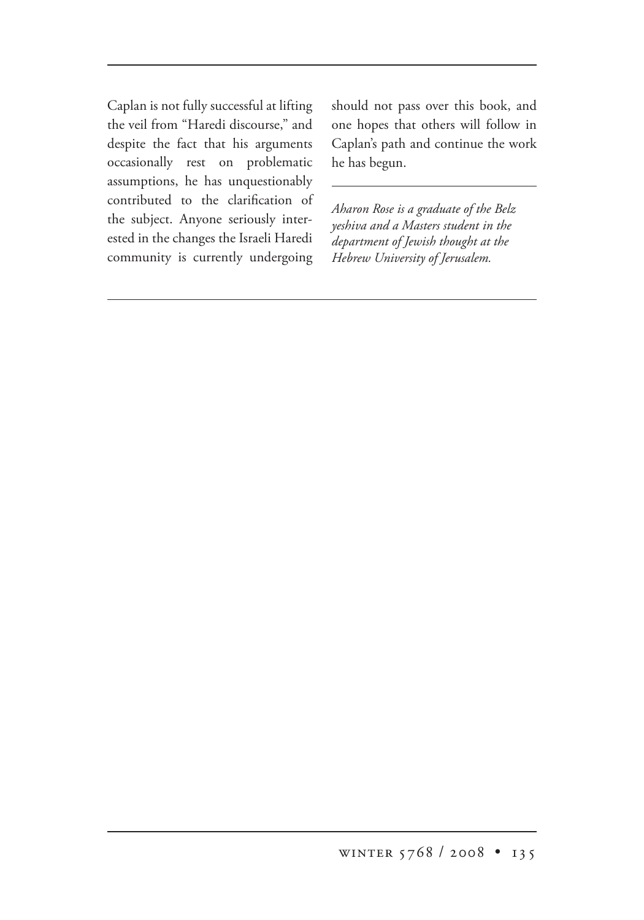Caplan is not fully successful at lifting the veil from "Haredi discourse," and despite the fact that his arguments occasionally rest on problematic assumptions, he has unquestionably contributed to the clarification of the subject. Anyone seriously interested in the changes the Israeli Haredi community is currently undergoing should not pass over this book, and one hopes that others will follow in Caplan's path and continue the work he has begun.

*Aharon Rose is a graduate of the Belz yeshiva and a Masters student in the department of Jewish thought at the Hebrew University of Jerusalem.*